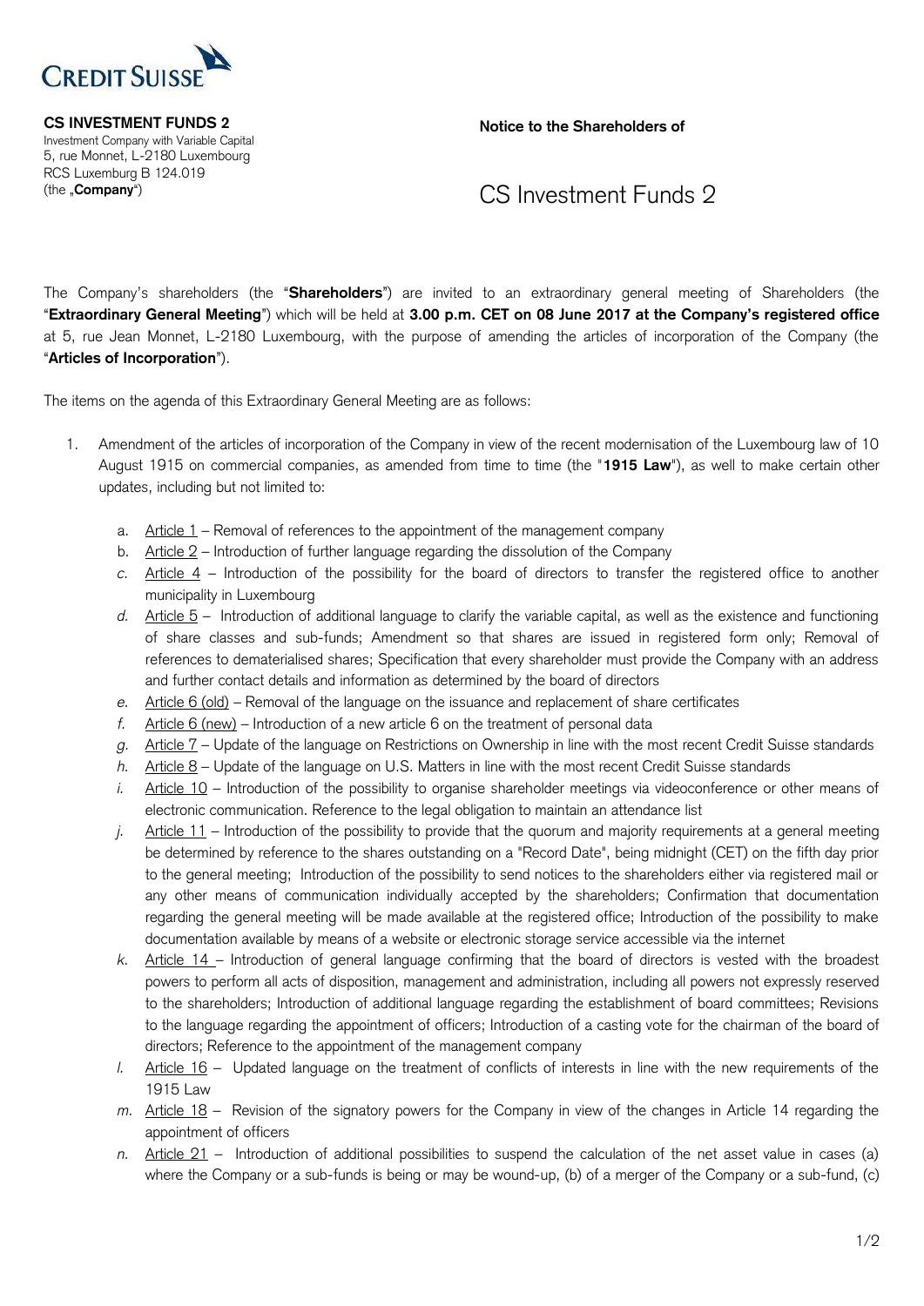CREDIT SUISSE

**CS INVESTMENT FUNDS 2**
Investment Company with Variable Capital
5, rue Monnet, L-2180 Luxembourg
RCS Luxemburg B 124.019
(the „**Company**")

**Notice to the Shareholders of**

# CS Investment Funds 2

The Company's shareholders (the "**Shareholders**") are invited to an extraordinary general meeting of Shareholders (the "**Extraordinary General Meeting**") which will be held at **3.00 p.m. CET on 08 June 2017 at the Company's registered office** at 5, rue Jean Monnet, L-2180 Luxembourg, with the purpose of amending the articles of incorporation of the Company (the "**Articles of Incorporation**").

The items on the agenda of this Extraordinary General Meeting are as follows:

1. Amendment of the articles of incorporation of the Company in view of the recent modernisation of the Luxembourg law of 10 August 1915 on commercial companies, as amended from time to time (the "**1915 Law**"), as well to make certain other updates, including but not limited to:

   a. Article 1 – Removal of references to the appointment of the management company
   b. Article 2 – Introduction of further language regarding the dissolution of the Company
   c. Article 4 – Introduction of the possibility for the board of directors to transfer the registered office to another municipality in Luxembourg
   d. Article 5 – Introduction of additional language to clarify the variable capital, as well as the existence and functioning of share classes and sub-funds; Amendment so that shares are issued in registered form only; Removal of references to dematerialised shares; Specification that every shareholder must provide the Company with an address and further contact details and information as determined by the board of directors
   e. Article 6 (old) – Removal of the language on the issuance and replacement of share certificates
   f. Article 6 (new) – Introduction of a new article 6 on the treatment of personal data
   g. Article 7 – Update of the language on Restrictions on Ownership in line with the most recent Credit Suisse standards
   h. Article 8 – Update of the language on U.S. Matters in line with the most recent Credit Suisse standards
   i. Article 10 – Introduction of the possibility to organise shareholder meetings via videoconference or other means of electronic communication. Reference to the legal obligation to maintain an attendance list
   j. Article 11 – Introduction of the possibility to provide that the quorum and majority requirements at a general meeting be determined by reference to the shares outstanding on a "Record Date", being midnight (CET) on the fifth day prior to the general meeting; Introduction of the possibility to send notices to the shareholders either via registered mail or any other means of communication individually accepted by the shareholders; Confirmation that documentation regarding the general meeting will be made available at the registered office; Introduction of the possibility to make documentation available by means of a website or electronic storage service accessible via the internet
   k. Article 14 – Introduction of general language confirming that the board of directors is vested with the broadest powers to perform all acts of disposition, management and administration, including all powers not expressly reserved to the shareholders; Introduction of additional language regarding the establishment of board committees; Revisions to the language regarding the appointment of officers; Introduction of a casting vote for the chairman of the board of directors; Reference to the appointment of the management company
   l. Article 16 – Updated language on the treatment of conflicts of interests in line with the new requirements of the 1915 Law
   m. Article 18 – Revision of the signatory powers for the Company in view of the changes in Article 14 regarding the appointment of officers
   n. Article 21 – Introduction of additional possibilities to suspend the calculation of the net asset value in cases (a) where the Company or a sub-funds is being or may be wound-up, (b) of a merger of the Company or a sub-fund, (c)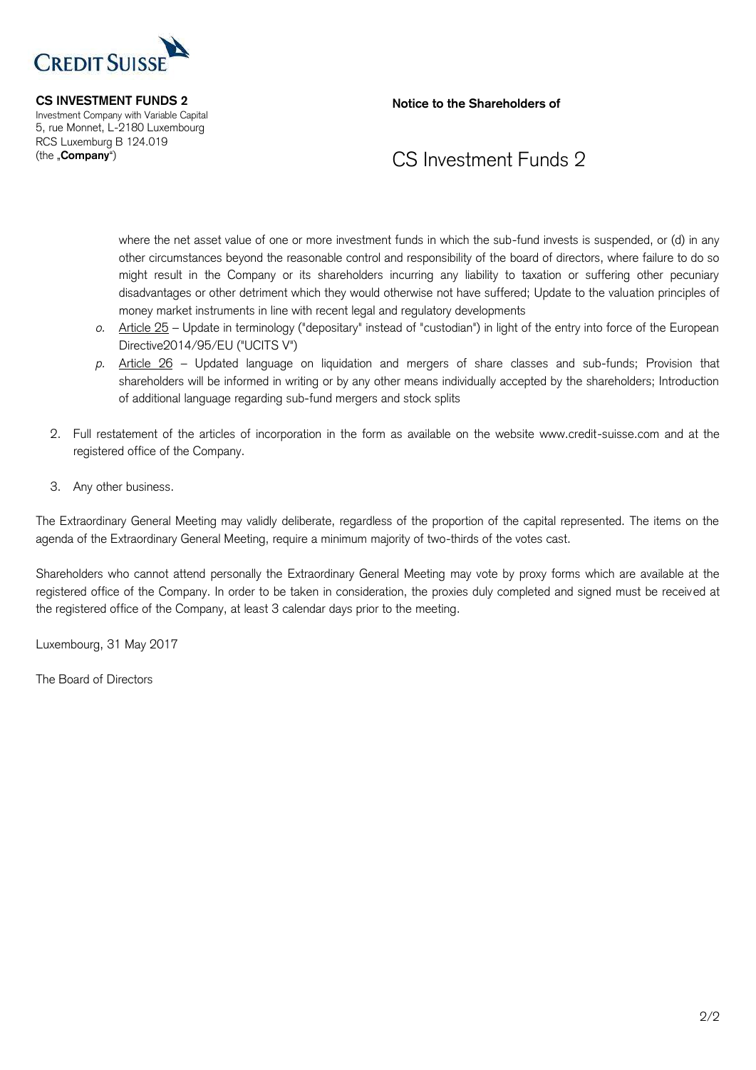**CS INVESTMENT FUNDS 2**
Investment Company with Variable Capital
5, rue Monnet, L-2180 Luxembourg
RCS Luxemburg B 124.019
(the „**Company**")

**Notice to the Shareholders of**

# CS Investment Funds 2

where the net asset value of one or more investment funds in which the sub-fund invests is suspended, or (d) in any other circumstances beyond the reasonable control and responsibility of the board of directors, where failure to do so might result in the Company or its shareholders incurring any liability to taxation or suffering other pecuniary disadvantages or other detriment which they would otherwise not have suffered; Update to the valuation principles of money market instruments in line with recent legal and regulatory developments

o. Article 25 – Update in terminology ("depositary" instead of "custodian") in light of the entry into force of the European Directive2014/95/EU ("UCITS V")

p. Article 26 – Updated language on liquidation and mergers of share classes and sub-funds; Provision that shareholders will be informed in writing or by any other means individually accepted by the shareholders; Introduction of additional language regarding sub-fund mergers and stock splits

2. Full restatement of the articles of incorporation in the form as available on the website www.credit-suisse.com and at the registered office of the Company.

3. Any other business.

The Extraordinary General Meeting may validly deliberate, regardless of the proportion of the capital represented. The items on the agenda of the Extraordinary General Meeting, require a minimum majority of two-thirds of the votes cast.

Shareholders who cannot attend personally the Extraordinary General Meeting may vote by proxy forms which are available at the registered office of the Company. In order to be taken in consideration, the proxies duly completed and signed must be received at the registered office of the Company, at least 3 calendar days prior to the meeting.

Luxembourg, 31 May 2017

The Board of Directors